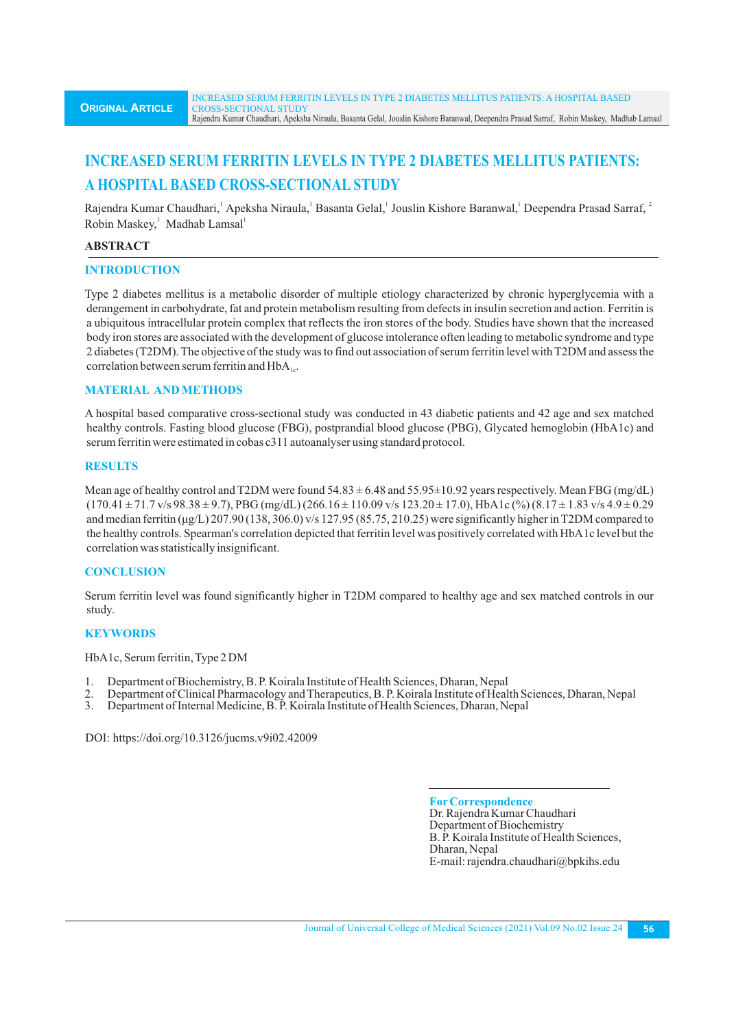# INCREASED SERUM FERRITIN LEVELS IN TYPE 2 DIABETES MELLITUS PATIENTS: A HOSPITAL BASED CROSS-SECTIONAL STUDY

Rajendra Kumar Chaudhari,[1] Apeksha Niraula,[1] Basanta Gelal,[1] Jouslin Kishore Baranwal,[1] Deependra Prasad Sarraf,[2] Robin Maskey,[3] Madhab Lamsal[1]

## ABSTRACT

### INTRODUCTION

Type 2 diabetes mellitus is a metabolic disorder of multiple etiology characterized by chronic hyperglycemia with a derangement in carbohydrate, fat and protein metabolism resulting from defects in insulin secretion and action. Ferritin is a ubiquitous intracellular protein complex that reflects the iron stores of the body. Studies have shown that the increased body iron stores are associated with the development of glucose intolerance often leading to metabolic syndrome and type 2 diabetes (T2DM). The objective of the study was to find out association of serum ferritin level with T2DM and assess the correlation between serum ferritin and $HbA_{1c}$.

### MATERIAL AND METHODS

A hospital based comparative cross-sectional study was conducted in 43 diabetic patients and 42 age and sex matched healthy controls. Fasting blood glucose (FBG), postprandial blood glucose (PBG), Glycated hemoglobin (HbA1c) and serum ferritin were estimated in cobas c311 autoanalyser using standard protocol.

### RESULTS

Mean age of healthy control and T2DM were found 54.83 ± 6.48 and 55.95±10.92 years respectively. Mean FBG (mg/dL) (170.41 ± 71.7 v/s 98.38 ± 9.7), PBG (mg/dL) (266.16 ± 110.09 v/s 123.20 ± 17.0), HbA1c (%) (8.17 ± 1.83 v/s 4.9 ± 0.29 and median ferritin (µg/L) 207.90 (138, 306.0) v/s 127.95 (85.75, 210.25) were significantly higher in T2DM compared to the healthy controls. Spearman's correlation depicted that ferritin level was positively correlated with HbA1c level but the correlation was statistically insignificant.

### CONCLUSION

Serum ferritin level was found significantly higher in T2DM compared to healthy age and sex matched controls in our study.

### KEYWORDS

HbA1c, Serum ferritin, Type 2 DM

1. Department of Biochemistry, B. P. Koirala Institute of Health Sciences, Dharan, Nepal
2. Department of Clinical Pharmacology and Therapeutics, B. P. Koirala Institute of Health Sciences, Dharan, Nepal
3. Department of Internal Medicine, B. P. Koirala Institute of Health Sciences, Dharan, Nepal

DOI: https://doi.org/10.3126/jucms.v9i02.42009

**For Correspondence**
Dr. Rajendra Kumar Chaudhari
Department of Biochemistry
B. P. Koirala Institute of Health Sciences,
Dharan, Nepal
E-mail: rajendra.chaudhari@bpkihs.edu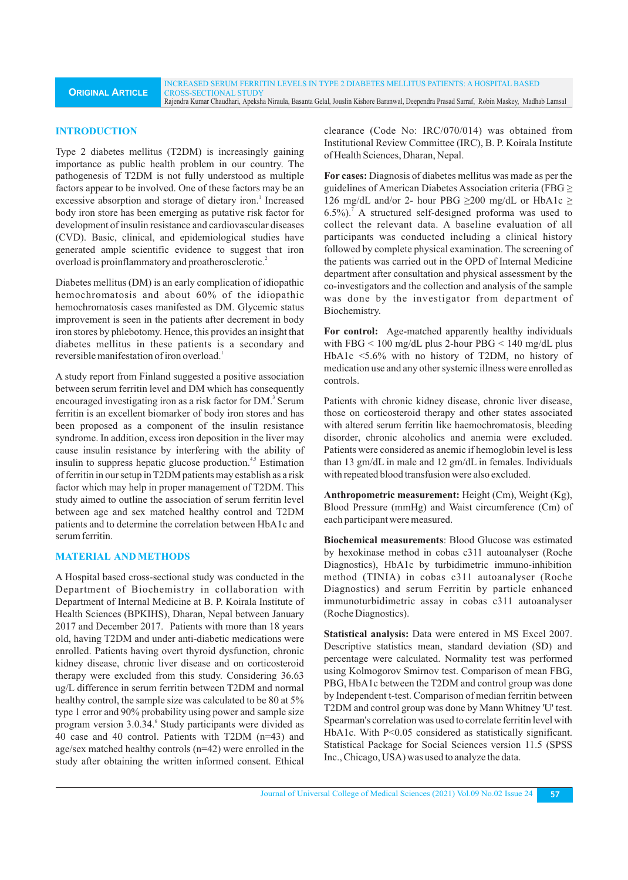## INTRODUCTION

Type 2 diabetes mellitus (T2DM) is increasingly gaining importance as public health problem in our country. The pathogenesis of T2DM is not fully understood as multiple factors appear to be involved. One of these factors may be an excessive absorption and storage of dietary iron.[1] Increased body iron store has been emerging as putative risk factor for development of insulin resistance and cardiovascular diseases (CVD). Basic, clinical, and epidemiological studies have generated ample scientific evidence to suggest that iron overload is proinflammatory and proatherosclerotic.[2]

Diabetes mellitus (DM) is an early complication of idiopathic hemochromatosis and about 60% of the idiopathic hemochromatosis cases manifested as DM. Glycemic status improvement is seen in the patients after decrement in body iron stores by phlebotomy. Hence, this provides an insight that diabetes mellitus in these patients is a secondary and reversible manifestation of iron overload.[1]

A study report from Finland suggested a positive association between serum ferritin level and DM which has consequently encouraged investigating iron as a risk factor for DM.[3] Serum ferritin is an excellent biomarker of body iron stores and has been proposed as a component of the insulin resistance syndrome. In addition, excess iron deposition in the liver may cause insulin resistance by interfering with the ability of insulin to suppress hepatic glucose production.[4,5] Estimation of ferritin in our setup in T2DM patients may establish as a risk factor which may help in proper management of T2DM. This study aimed to outline the association of serum ferritin level between age and sex matched healthy control and T2DM patients and to determine the correlation between HbA1c and serum ferritin.

## MATERIAL AND METHODS

A Hospital based cross-sectional study was conducted in the Department of Biochemistry in collaboration with Department of Internal Medicine at B. P. Koirala Institute of Health Sciences (BPKIHS), Dharan, Nepal between January 2017 and December 2017. Patients with more than 18 years old, having T2DM and under anti-diabetic medications were enrolled. Patients having overt thyroid dysfunction, chronic kidney disease, chronic liver disease and on corticosteroid therapy were excluded from this study. Considering 36.63 ug/L difference in serum ferritin between T2DM and normal healthy control, the sample size was calculated to be 80 at 5% type 1 error and 90% probability using power and sample size program version 3.0.34.[6] Study participants were divided as 40 case and 40 control. Patients with T2DM (n=43) and age/sex matched healthy controls (n=42) were enrolled in the study after obtaining the written informed consent. Ethical clearance (Code No: IRC/070/014) was obtained from Institutional Review Committee (IRC), B. P. Koirala Institute of Health Sciences, Dharan, Nepal.

**For cases:** Diagnosis of diabetes mellitus was made as per the guidelines of American Diabetes Association criteria (FBG ≥ 126 mg/dL and/or 2- hour PBG ≥200 mg/dL or HbA1c ≥ 6.5%).[7] A structured self-designed proforma was used to collect the relevant data. A baseline evaluation of all participants was conducted including a clinical history followed by complete physical examination. The screening of the patients was carried out in the OPD of Internal Medicine department after consultation and physical assessment by the co-investigators and the collection and analysis of the sample was done by the investigator from department of Biochemistry.

**For control:** Age-matched apparently healthy individuals with FBG < 100 mg/dL plus 2-hour PBG < 140 mg/dL plus HbA1c <5.6% with no history of T2DM, no history of medication use and any other systemic illness were enrolled as controls.

Patients with chronic kidney disease, chronic liver disease, those on corticosteroid therapy and other states associated with altered serum ferritin like haemochromatosis, bleeding disorder, chronic alcoholics and anemia were excluded. Patients were considered as anemic if hemoglobin level is less than 13 gm/dL in male and 12 gm/dL in females. Individuals with repeated blood transfusion were also excluded.

**Anthropometric measurement:** Height (Cm), Weight (Kg), Blood Pressure (mmHg) and Waist circumference (Cm) of each participant were measured.

**Biochemical measurements**: Blood Glucose was estimated by hexokinase method in cobas c311 autoanalyser (Roche Diagnostics), HbA1c by turbidimetric immuno-inhibition method (TINIA) in cobas c311 autoanalyser (Roche Diagnostics) and serum Ferritin by particle enhanced immunoturbidimetric assay in cobas c311 autoanalyser (Roche Diagnostics).

**Statistical analysis:** Data were entered in MS Excel 2007. Descriptive statistics mean, standard deviation (SD) and percentage were calculated. Normality test was performed using Kolmogorov Smirnov test. Comparison of mean FBG, PBG, HbA1c between the T2DM and control group was done by Independent t-test. Comparison of median ferritin between T2DM and control group was done by Mann Whitney 'U' test. Spearman's correlation was used to correlate ferritin level with HbA1c. With P<0.05 considered as statistically significant. Statistical Package for Social Sciences version 11.5 (SPSS Inc., Chicago, USA) was used to analyze the data.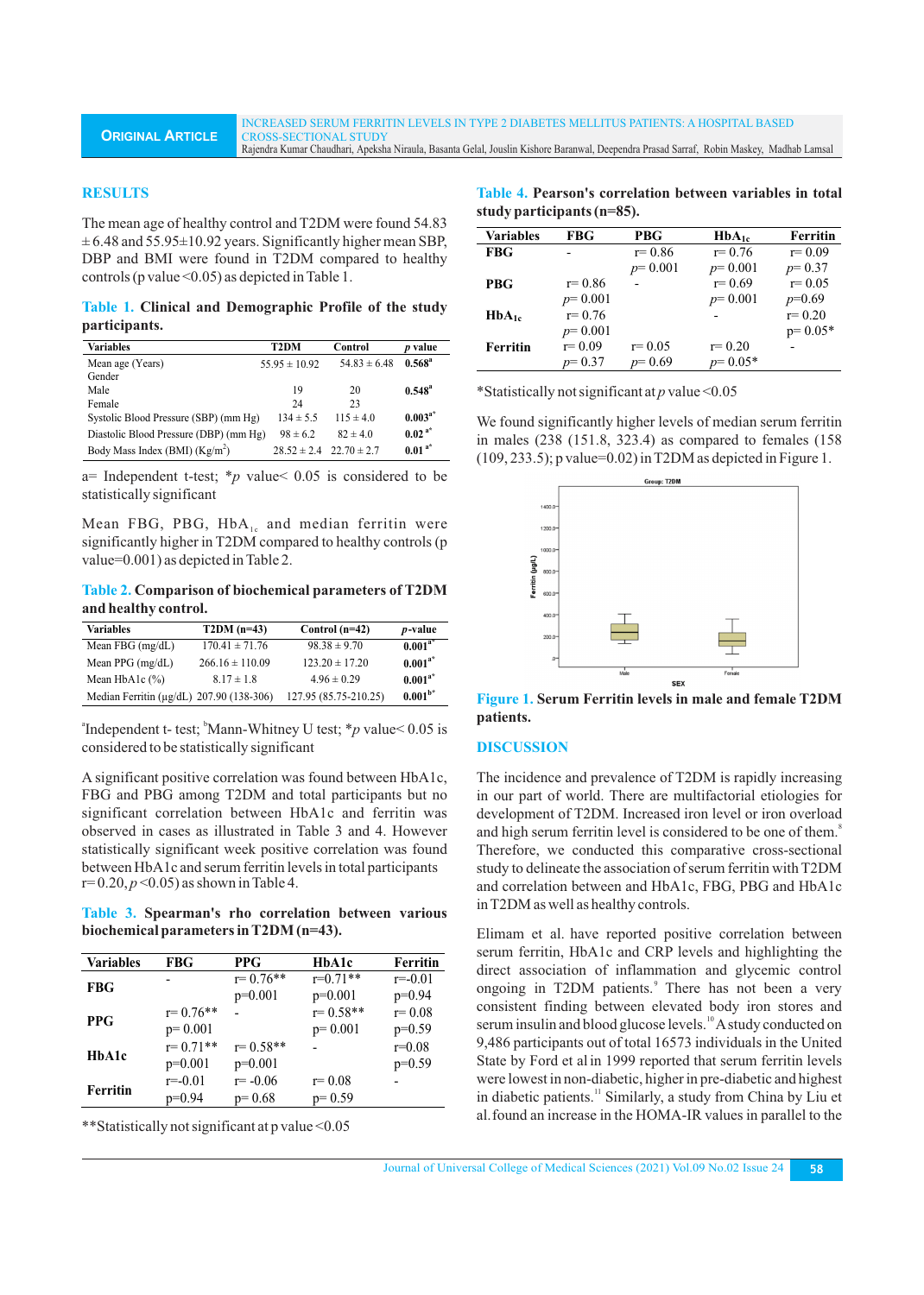## RESULTS

The mean age of healthy control and T2DM were found 54.83 ± 6.48 and 55.95±10.92 years. Significantly higher mean SBP, DBP and BMI were found in T2DM compared to healthy controls (p value <0.05) as depicted in Table 1.

**Table 1. Clinical and Demographic Profile of the study participants.**

| Variables | T2DM | Control | *p* value |
|---|---|---|---|
| Mean age (Years) | 55.95 ± 10.92 | 54.83 ± 6.48 | **0.568**[a] |
| Gender | | | |
| Male | 19 | 20 | **0.548**[a] |
| Female | 24 | 23 | |
| Systolic Blood Pressure (SBP) (mm Hg) | 134 ± 5.5 | 115 ± 4.0 | **0.003**[a*] |
| Diastolic Blood Pressure (DBP) (mm Hg) | 98 ± 6.2 | 82 ± 4.0 | **0.02** [a*] |
| Body Mass Index (BMI) (Kg/m$^2$) | 28.52 ± 2.4 | 22.70 ± 2.7 | **0.01** [a*] |

a= Independent t-test; *p value< 0.05 is considered to be statistically significant

Mean FBG, PBG, $HbA_{1c}$ and median ferritin were significantly higher in T2DM compared to healthy controls (p value=0.001) as depicted in Table 2.

**Table 2. Comparison of biochemical parameters of T2DM and healthy control.**

| Variables | T2DM (n=43) | Control (n=42) | *p*-value |
|---|---|---|---|
| Mean FBG (mg/dL) | 170.41 ± 71.76 | 98.38 ± 9.70 | **0.001**[a*] |
| Mean PPG (mg/dL) | 266.16 ± 110.09 | 123.20 ± 17.20 | **0.001**[a*] |
| Mean HbA1c (%) | 8.17 ± 1.8 | 4.96 ± 0.29 | **0.001**[a*] |
| Median Ferritin (μg/dL) | 207.90 (138-306) | 127.95 (85.75-210.25) | **0.001**[b*] |

[a]Independent t- test; [b]Mann-Whitney U test; *p value< 0.05 is considered to be statistically significant

A significant positive correlation was found between HbA1c, FBG and PBG among T2DM and total participants but no significant correlation between HbA1c and ferritin was observed in cases as illustrated in Table 3 and 4. However statistically significant week positive correlation was found between HbA1c and serum ferritin levels in total participants r=0.20, p<0.05) as shown in Table 4.

**Table 3. Spearman's rho correlation between various biochemical parameters in T2DM (n=43).**

| Variables | FBG | PPG | HbA1c | Ferritin |
|---|---|---|---|---|
| **FBG** | - | r= 0.76** p=0.001 | r=0.71** p=0.001 | r=-0.01 p=0.94 |
| **PPG** | r= 0.76** p= 0.001 | - | r= 0.58** p= 0.001 | r= 0.08 p=0.59 |
| **HbA1c** | r= 0.71** p=0.001 | r= 0.58** p=0.001 | - | r=0.08 p=0.59 |
| **Ferritin** | r=-0.01 p=0.94 | r= -0.06 p= 0.68 | r= 0.08 p= 0.59 | - |

**Statistically not significant at p value <0.05

**Table 4. Pearson's correlation between variables in total study participants (n=85).**

| Variables | FBG | PBG | $HbA_{1c}$ | Ferritin |
|---|---|---|---|---|
| **FBG** | - | r= 0.86 p= 0.001 | r= 0.76 p= 0.001 | r= 0.09 p= 0.37 |
| **PBG** | r= 0.86 p= 0.001 | - | r= 0.69 p= 0.001 | r= 0.05 p=0.69 |
| **$HbA_{1c}$** | r= 0.76 p= 0.001 | | - | r= 0.20 p= 0.05* |
| **Ferritin** | r= 0.09 p= 0.37 | r= 0.05 p= 0.69 | r= 0.20 p= 0.05* | - |

*Statistically not significant at *p* value <0.05

We found significantly higher levels of median serum ferritin in males (238 (151.8, 323.4) as compared to females (158 (109, 233.5); p value=0.02) in T2DM as depicted in Figure 1.

**Figure 1. Serum Ferritin levels in male and female T2DM patients.**

## DISCUSSION

The incidence and prevalence of T2DM is rapidly increasing in our part of world. There are multifactorial etiologies for development of T2DM. Increased iron level or iron overload and high serum ferritin level is considered to be one of them.[8] Therefore, we conducted this comparative cross-sectional study to delineate the association of serum ferritin with T2DM and correlation between and HbA1c, FBG, PBG and HbA1c in T2DM as well as healthy controls.

Elimam et al. have reported positive correlation between serum ferritin, HbA1c and CRP levels and highlighting the direct association of inflammation and glycemic control ongoing in T2DM patients.[9] There has not been a very consistent finding between elevated body iron stores and serum insulin and blood glucose levels.[10] A study conducted on 9,486 participants out of total 16573 individuals in the United State by Ford et al in 1999 reported that serum ferritin levels were lowest in non-diabetic, higher in pre-diabetic and highest in diabetic patients.[11] Similarly, a study from China by Liu et al. found an increase in the HOMA-IR values in parallel to the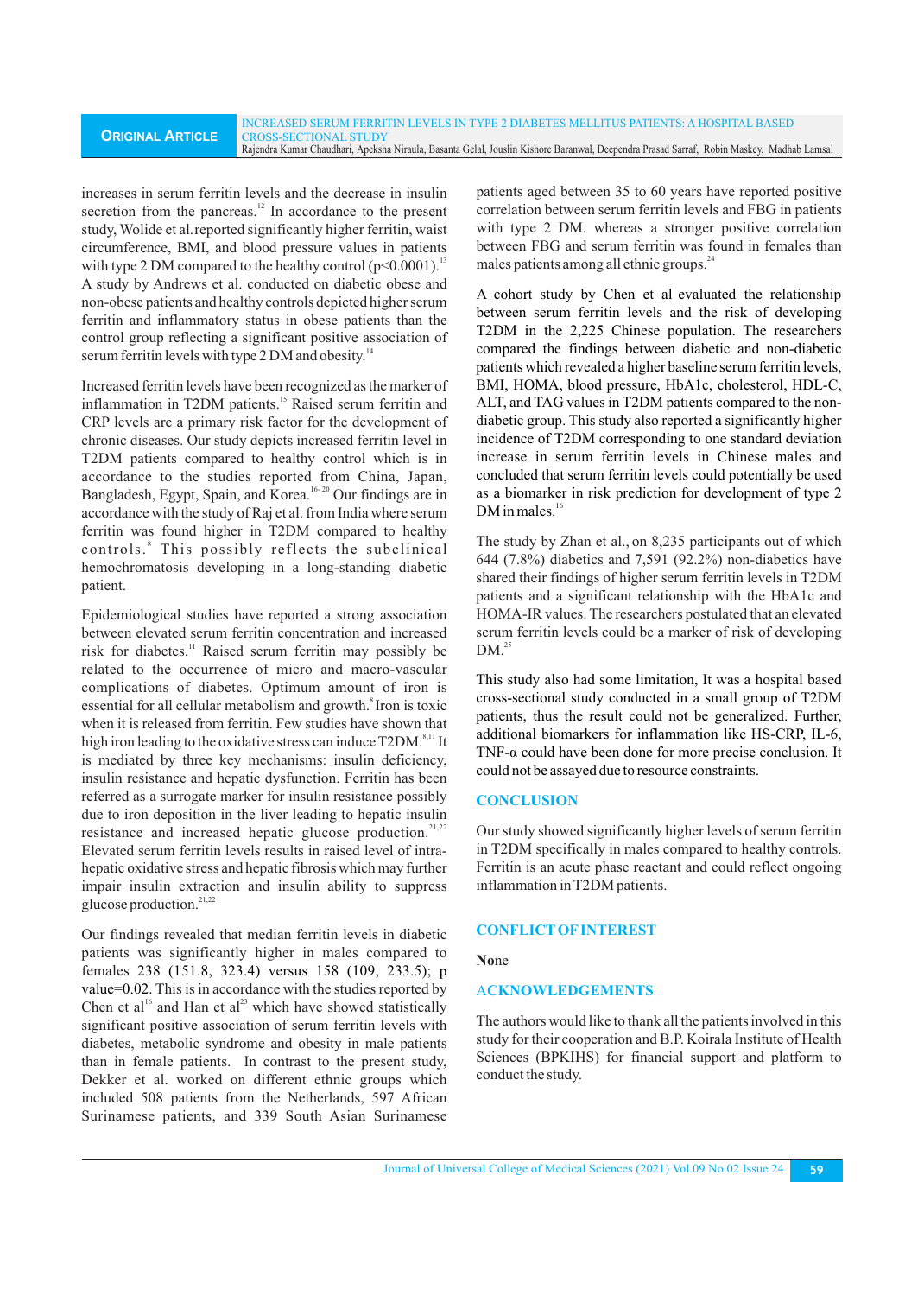increases in serum ferritin levels and the decrease in insulin secretion from the pancreas.[12] In accordance to the present study, Wolide et al.reported significantly higher ferritin, waist circumference, BMI, and blood pressure values in patients with type 2 DM compared to the healthy control ($p<0.0001$).[13] A study by Andrews et al. conducted on diabetic obese and non-obese patients and healthy controls depicted higher serum ferritin and inflammatory status in obese patients than the control group reflecting a significant positive association of serum ferritin levels with type 2 DM and obesity.[14]

Increased ferritin levels have been recognized as the marker of inflammation in T2DM patients.[15] Raised serum ferritin and CRP levels are a primary risk factor for the development of chronic diseases. Our study depicts increased ferritin level in T2DM patients compared to healthy control which is in accordance to the studies reported from China, Japan, Bangladesh, Egypt, Spain, and Korea.[16-20] Our findings are in accordance with the study of Raj et al. from India where serum ferritin was found higher in T2DM compared to healthy controls.[8] This possibly reflects the subclinical hemochromatosis developing in a long-standing diabetic patient.

Epidemiological studies have reported a strong association between elevated serum ferritin concentration and increased risk for diabetes.[11] Raised serum ferritin may possibly be related to the occurrence of micro and macro-vascular complications of diabetes. Optimum amount of iron is essential for all cellular metabolism and growth.[8] Iron is toxic when it is released from ferritin. Few studies have shown that high iron leading to the oxidative stress can induce T2DM.[8,11] It is mediated by three key mechanisms: insulin deficiency, insulin resistance and hepatic dysfunction. Ferritin has been referred as a surrogate marker for insulin resistance possibly due to iron deposition in the liver leading to hepatic insulin resistance and increased hepatic glucose production.[21,22] Elevated serum ferritin levels results in raised level of intra-hepatic oxidative stress and hepatic fibrosis which may further impair insulin extraction and insulin ability to suppress glucose production.[21,22]

Our findings revealed that median ferritin levels in diabetic patients was significantly higher in males compared to females 238 (151.8, 323.4) versus 158 (109, 233.5); p value=0.02. This is in accordance with the studies reported by Chen et al[16] and Han et al[23] which have showed statistically significant positive association of serum ferritin levels with diabetes, metabolic syndrome and obesity in male patients than in female patients. In contrast to the present study, Dekker et al. worked on different ethnic groups which included 508 patients from the Netherlands, 597 African Surinamese patients, and 339 South Asian Surinamese patients aged between 35 to 60 years have reported positive correlation between serum ferritin levels and FBG in patients with type 2 DM. whereas a stronger positive correlation between FBG and serum ferritin was found in females than males patients among all ethnic groups.[24]

A cohort study by Chen et al evaluated the relationship between serum ferritin levels and the risk of developing T2DM in the 2,225 Chinese population. The researchers compared the findings between diabetic and non-diabetic patients which revealed a higher baseline serum ferritin levels, BMI, HOMA, blood pressure, HbA1c, cholesterol, HDL-C, ALT, and TAG values in T2DM patients compared to the non-diabetic group. This study also reported a significantly higher incidence of T2DM corresponding to one standard deviation increase in serum ferritin levels in Chinese males and concluded that serum ferritin levels could potentially be used as a biomarker in risk prediction for development of type 2 DM in males.[16]

The study by Zhan et al., on 8,235 participants out of which 644 (7.8%) diabetics and 7,591 (92.2%) non-diabetics have shared their findings of higher serum ferritin levels in T2DM patients and a significant relationship with the HbA1c and HOMA-IR values. The researchers postulated that an elevated serum ferritin levels could be a marker of risk of developing DM.[25]

This study also had some limitation, It was a hospital based cross-sectional study conducted in a small group of T2DM patients, thus the result could not be generalized. Further, additional biomarkers for inflammation like HS-CRP, IL-6, TNF-α could have been done for more precise conclusion. It could not be assayed due to resource constraints.

## CONCLUSION

Our study showed significantly higher levels of serum ferritin in T2DM specifically in males compared to healthy controls. Ferritin is an acute phase reactant and could reflect ongoing inflammation in T2DM patients.

## CONFLICT OF INTEREST

None

## ACKNOWLEDGEMENTS

The authors would like to thank all the patients involved in this study for their cooperation and B.P. Koirala Institute of Health Sciences (BPKIHS) for financial support and platform to conduct the study.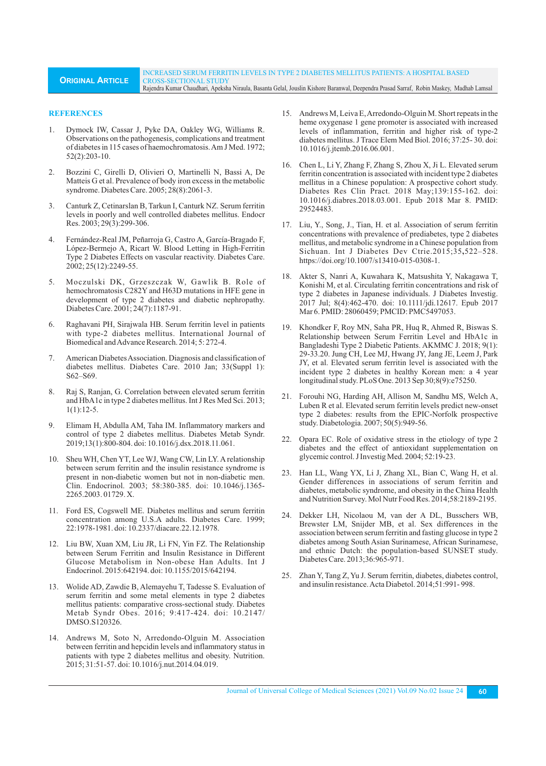## REFERENCES

1. Dymock IW, Cassar J, Pyke DA, Oakley WG, Williams R. Observations on the pathogenesis, complications and treatment of diabetes in 115 cases of haemochromatosis. Am J Med. 1972; 52(2):203-10.

2. Bozzini C, Girelli D, Olivieri O, Martinelli N, Bassi A, De Matteis G et al. Prevalence of body iron excess in the metabolic syndrome. Diabetes Care. 2005; 28(8):2061-3.

3. Canturk Z, Cetinarslan B, Tarkun I, Canturk NZ. Serum ferritin levels in poorly and well controlled diabetes mellitus. Endocr Res. 2003; 29(3):299-306.

4. Fernández-Real JM, Peñarroja G, Castro A, García-Bragado F, López-Bermejo A, Ricart W. Blood Letting in High-Ferritin Type 2 Diabetes Effects on vascular reactivity. Diabetes Care. 2002; 25(12):2249-55.

5. Moczulski DK, Grzeszczak W, Gawlik B. Role of hemochromatosis C282Y and H63D mutations in HFE gene in development of type 2 diabetes and diabetic nephropathy. Diabetes Care. 2001; 24(7):1187-91.

6. Raghavani PH, Sirajwala HB. Serum ferritin level in patients with type-2 diabetes mellitus. International Journal of Biomedical and Advance Research. 2014; 5: 272-4.

7. American Diabetes Association. Diagnosis and classification of diabetes mellitus. Diabetes Care. 2010 Jan; 33(Suppl 1): S62–S69.

8. Raj S, Ranjan, G. Correlation between elevated serum ferritin and HbA1c in type 2 diabetes mellitus. Int J Res Med Sci. 2013; 1(1):12-5.

9. Elimam H, Abdulla AM, Taha IM. Inflammatory markers and control of type 2 diabetes mellitus. Diabetes Metab Syndr. 2019;13(1):800-804. doi: 10.1016/j.dsx.2018.11.061.

10. Sheu WH, Chen YT, Lee WJ, Wang CW, Lin LY. A relationship between serum ferritin and the insulin resistance syndrome is present in non-diabetic women but not in non-diabetic men. Clin. Endocrinol. 2003; 58:380-385. doi: 10.1046/j.1365-2265.2003.01729. X.

11. Ford ES, Cogswell ME. Diabetes mellitus and serum ferritin concentration among U.S.A adults. Diabetes Care. 1999; 22:1978-1981. doi: 10.2337/diacare.22.12.1978.

12. Liu BW, Xuan XM, Liu JR, Li FN, Yin FZ. The Relationship between Serum Ferritin and Insulin Resistance in Different Glucose Metabolism in Non-obese Han Adults. Int J Endocrinol. 2015:642194. doi: 10.1155/2015/642194.

13. Wolide AD, Zawdie B, Alemayehu T, Tadesse S. Evaluation of serum ferritin and some metal elements in type 2 diabetes mellitus patients: comparative cross-sectional study. Diabetes Metab Syndr Obes. 2016; 9:417-424. doi: 10.2147/DMSO.S120326.

14. Andrews M, Soto N, Arredondo-Olguin M. Association between ferritin and hepcidin levels and inflammatory status in patients with type 2 diabetes mellitus and obesity. Nutrition. 2015; 31:51-57. doi: 10.1016/j.nut.2014.04.019.

15. Andrews M, Leiva E, Arredondo-Olguin M. Short repeats in the heme oxygenase 1 gene promoter is associated with increased levels of inflammation, ferritin and higher risk of type-2 diabetes mellitus. J Trace Elem Med Biol. 2016; 37:25- 30. doi: 10.1016/j.jtemb.2016.06.001.

16. Chen L, Li Y, Zhang F, Zhang S, Zhou X, Ji L. Elevated serum ferritin concentration is associated with incident type 2 diabetes mellitus in a Chinese population: A prospective cohort study. Diabetes Res Clin Pract. 2018 May;139:155-162. doi: 10.1016/j.diabres.2018.03.001. Epub 2018 Mar 8. PMID: 29524483.

17. Liu, Y., Song, J., Tian, H. et al. Association of serum ferritin concentrations with prevalence of prediabetes, type 2 diabetes mellitus, and metabolic syndrome in a Chinese population from Sichuan. Int J Diabetes Dev Ctrie.2015;35,522–528. https://doi.org/10.1007/s13410-015-0308-1.

18. Akter S, Nanri A, Kuwahara K, Matsushita Y, Nakagawa T, Konishi M, et al. Circulating ferritin concentrations and risk of type 2 diabetes in Japanese individuals. J Diabetes Investig. 2017 Jul; 8(4):462-470. doi: 10.1111/jdi.12617. Epub 2017 Mar 6. PMID: 28060459; PMCID: PMC5497053.

19. Khondker F, Roy MN, Saha PR, Huq R, Ahmed R, Biswas S. Relationship between Serum Ferritin Level and HbA1c in Bangladeshi Type 2 Diabetic Patients. AKMMC J. 2018; 9(1): 29-33.20. Jung CH, Lee MJ, Hwang JY, Jang JE, Leem J, Park JY, et al. Elevated serum ferritin level is associated with the incident type 2 diabetes in healthy Korean men: a 4 year longitudinal study. PLoS One. 2013 Sep 30;8(9):e75250.

21. Forouhi NG, Harding AH, Allison M, Sandhu MS, Welch A, Luben R et al. Elevated serum ferritin levels predict new-onset type 2 diabetes: results from the EPIC-Norfolk prospective study. Diabetologia. 2007; 50(5):949-56.

22. Opara EC. Role of oxidative stress in the etiology of type 2 diabetes and the effect of antioxidant supplementation on glycemic control. J Investig Med. 2004; 52:19-23.

23. Han LL, Wang YX, Li J, Zhang XL, Bian C, Wang H, et al. Gender differences in associations of serum ferritin and diabetes, metabolic syndrome, and obesity in the China Health and Nutrition Survey. Mol Nutr Food Res. 2014;58:2189-2195.

24. Dekker LH, Nicolaou M, van der A DL, Busschers WB, Brewster LM, Snijder MB, et al. Sex differences in the association between serum ferritin and fasting glucose in type 2 diabetes among South Asian Surinamese, African Surinamese, and ethnic Dutch: the population-based SUNSET study. Diabetes Care. 2013;36:965-971.

25. Zhan Y, Tang Z, Yu J. Serum ferritin, diabetes, diabetes control, and insulin resistance. Acta Diabetol. 2014;51:991- 998.